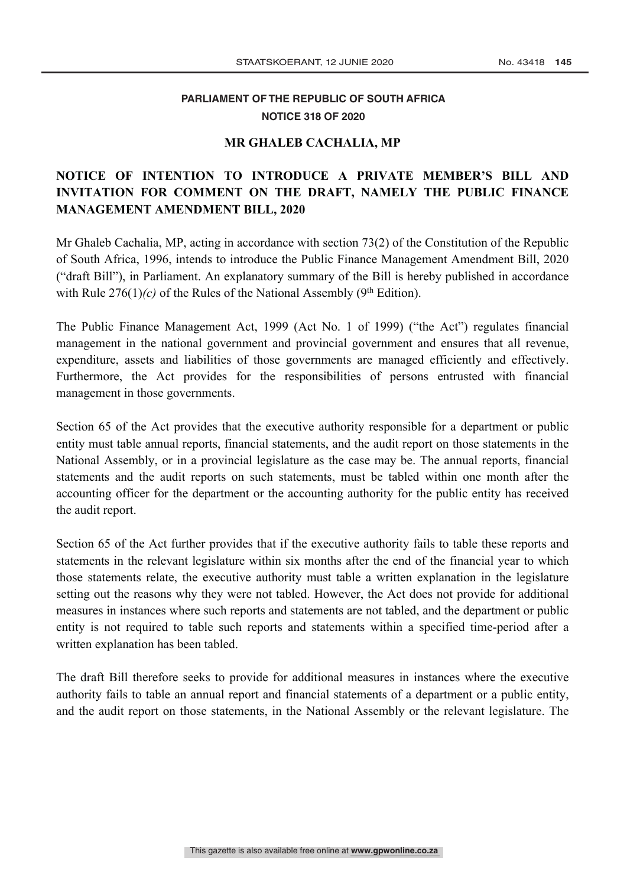**PARLIAMENT OF THE REPUBLIC OF SOUTH AFRICA**

**NOTICE 318 OF 2020**

**MR GHALEB CACHALIA, MP**

## NOTICE OF INTENTION TO INTRODUCE A PRIVATE MEMBER'S BILL AND INVITATION FOR COMMENT ON THE DRAFT, NAMELY THE PUBLIC FINANCE MANAGEMENT AMENDMENT BILL, 2020

Mr Ghaleb Cachalia, MP, acting in accordance with section 73(2) of the Constitution of the Republic of South Africa, 1996, intends to introduce the Public Finance Management Amendment Bill, 2020 ("draft Bill"), in Parliament. An explanatory summary of the Bill is hereby published in accordance with Rule 276(1)*(c)* of the Rules of the National Assembly (9th Edition).

The Public Finance Management Act, 1999 (Act No. 1 of 1999) ("the Act") regulates financial management in the national government and provincial government and ensures that all revenue, expenditure, assets and liabilities of those governments are managed efficiently and effectively. Furthermore, the Act provides for the responsibilities of persons entrusted with financial management in those governments.

Section 65 of the Act provides that the executive authority responsible for a department or public entity must table annual reports, financial statements, and the audit report on those statements in the National Assembly, or in a provincial legislature as the case may be. The annual reports, financial statements and the audit reports on such statements, must be tabled within one month after the accounting officer for the department or the accounting authority for the public entity has received the audit report.

Section 65 of the Act further provides that if the executive authority fails to table these reports and statements in the relevant legislature within six months after the end of the financial year to which those statements relate, the executive authority must table a written explanation in the legislature setting out the reasons why they were not tabled. However, the Act does not provide for additional measures in instances where such reports and statements are not tabled, and the department or public entity is not required to table such reports and statements within a specified time-period after a written explanation has been tabled.

The draft Bill therefore seeks to provide for additional measures in instances where the executive authority fails to table an annual report and financial statements of a department or a public entity, and the audit report on those statements, in the National Assembly or the relevant legislature. The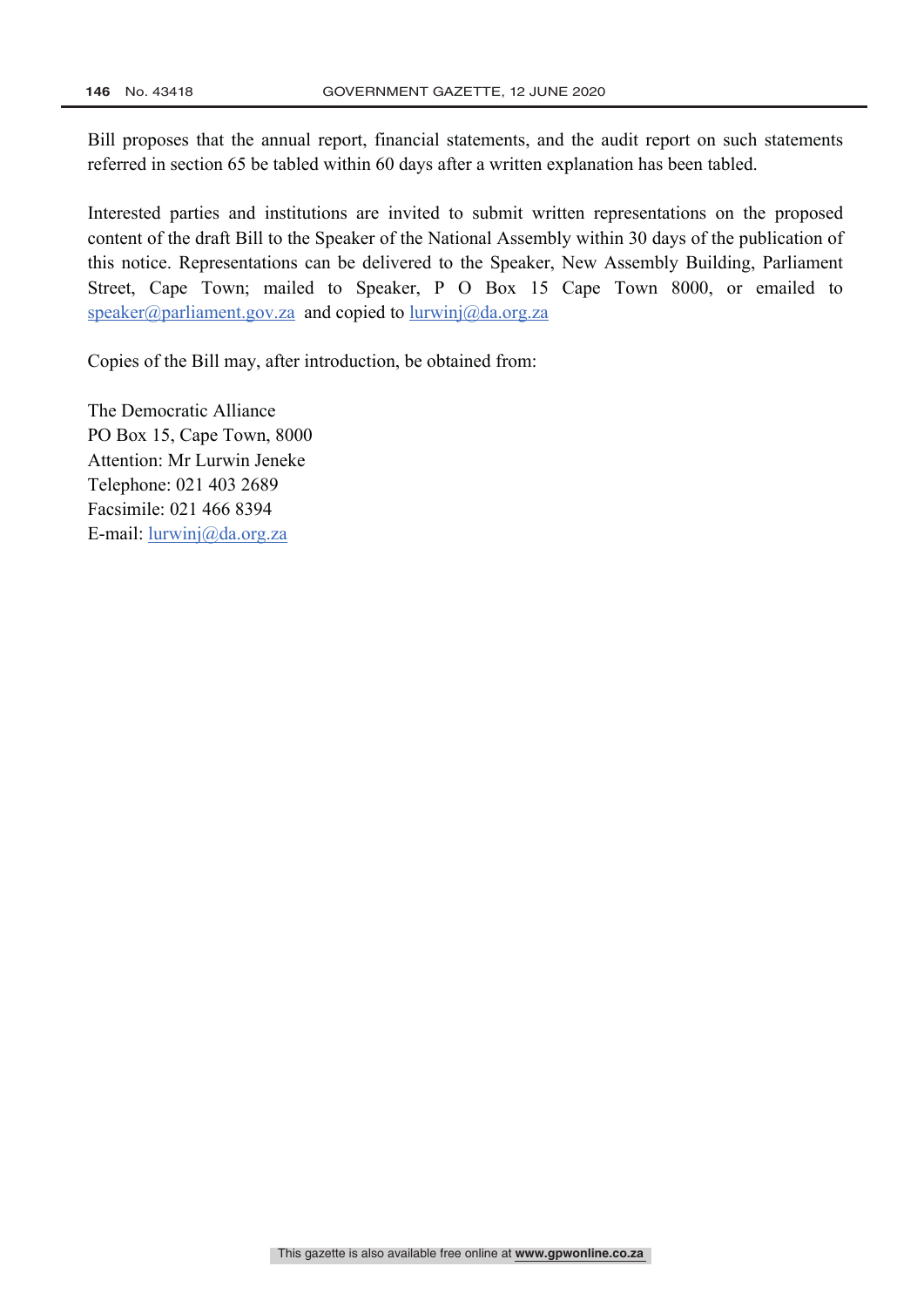Bill proposes that the annual report, financial statements, and the audit report on such statements referred in section 65 be tabled within 60 days after a written explanation has been tabled.

Interested parties and institutions are invited to submit written representations on the proposed content of the draft Bill to the Speaker of the National Assembly within 30 days of the publication of this notice. Representations can be delivered to the Speaker, New Assembly Building, Parliament Street, Cape Town; mailed to Speaker, P O Box 15 Cape Town 8000, or emailed to speaker@parliament.gov.za and copied to lurwinj@da.org.za

Copies of the Bill may, after introduction, be obtained from:

The Democratic Alliance
PO Box 15, Cape Town, 8000
Attention: Mr Lurwin Jeneke
Telephone: 021 403 2689
Facsimile: 021 466 8394
E-mail: lurwinj@da.org.za